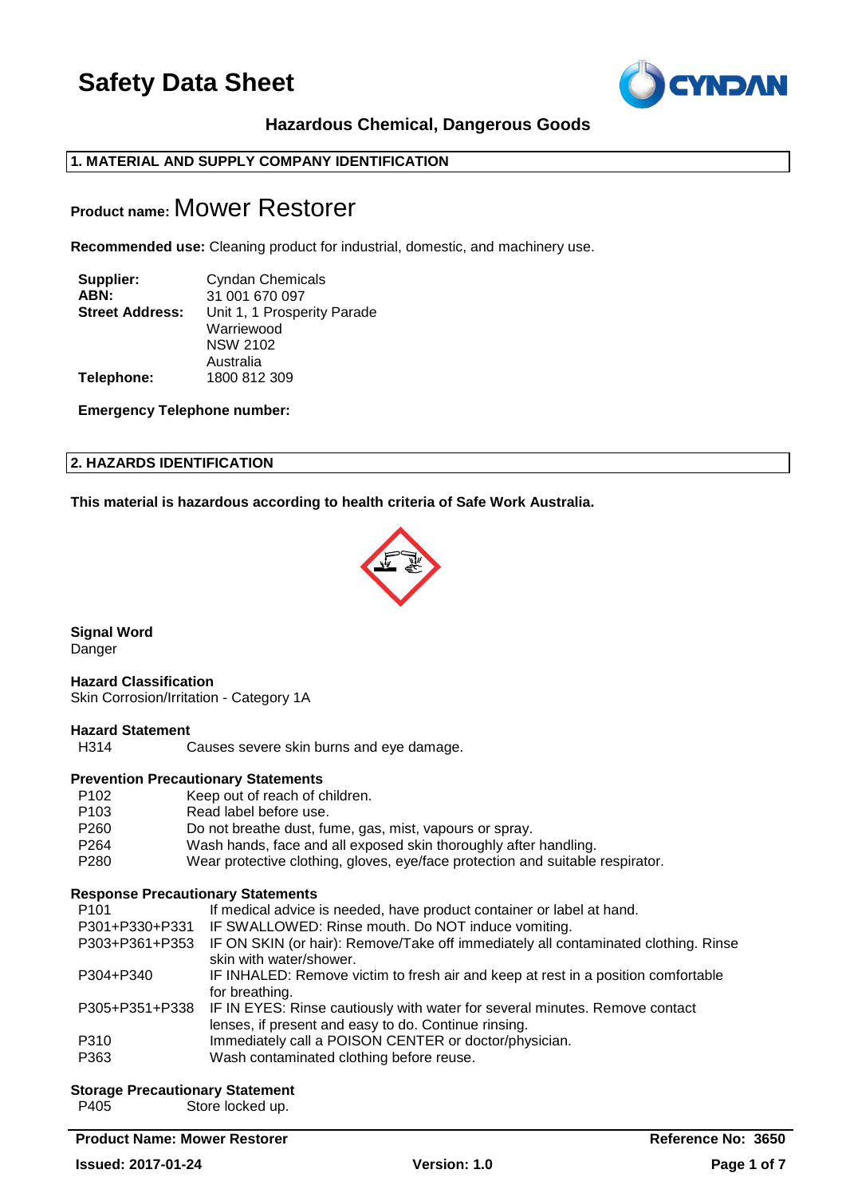# Safety Data Sheet

**Hazardous Chemical, Dangerous Goods**

## 1. MATERIAL AND SUPPLY COMPANY IDENTIFICATION

**Product name:** Mower Restorer

**Recommended use:** Cleaning product for industrial, domestic, and machinery use.

| | |
|---|---|
| **Supplier:** | Cyndan Chemicals |
| **ABN:** | 31 001 670 097 |
| **Street Address:** | Unit 1, 1 Prosperity Parade<br>Warriewood<br>NSW 2102<br>Australia |
| **Telephone:** | 1800 812 309 |

**Emergency Telephone number:**

## 2. HAZARDS IDENTIFICATION

**This material is hazardous according to health criteria of Safe Work Australia.**

**Signal Word**
Danger

**Hazard Classification**
Skin Corrosion/Irritation - Category 1A

**Hazard Statement**

| | |
|---|---|
| H314 | Causes severe skin burns and eye damage. |

**Prevention Precautionary Statements**

| | |
|---|---|
| P102 | Keep out of reach of children. |
| P103 | Read label before use. |
| P260 | Do not breathe dust, fume, gas, mist, vapours or spray. |
| P264 | Wash hands, face and all exposed skin thoroughly after handling. |
| P280 | Wear protective clothing, gloves, eye/face protection and suitable respirator. |

**Response Precautionary Statements**

| | |
|---|---|
| P101 | If medical advice is needed, have product container or label at hand. |
| P301+P331 | IF SWALLOWED: Rinse mouth. Do NOT induce vomiting. |
| P303+P361+P353 | IF ON SKIN (or hair): Remove/Take off immediately all contaminated clothing. Rinse skin with water/shower. |
| P304+P340 | IF INHALED: Remove victim to fresh air and keep at rest in a position comfortable for breathing. |
| P305+P351+P338 | IF IN EYES: Rinse cautiously with water for several minutes. Remove contact lenses, if present and easy to do. Continue rinsing. |
| P310 | Immediately call a POISON CENTER or doctor/physician. |
| P363 | Wash contaminated clothing before reuse. |

**Storage Precautionary Statement**

| | |
|---|---|
| P405 | Store locked up. |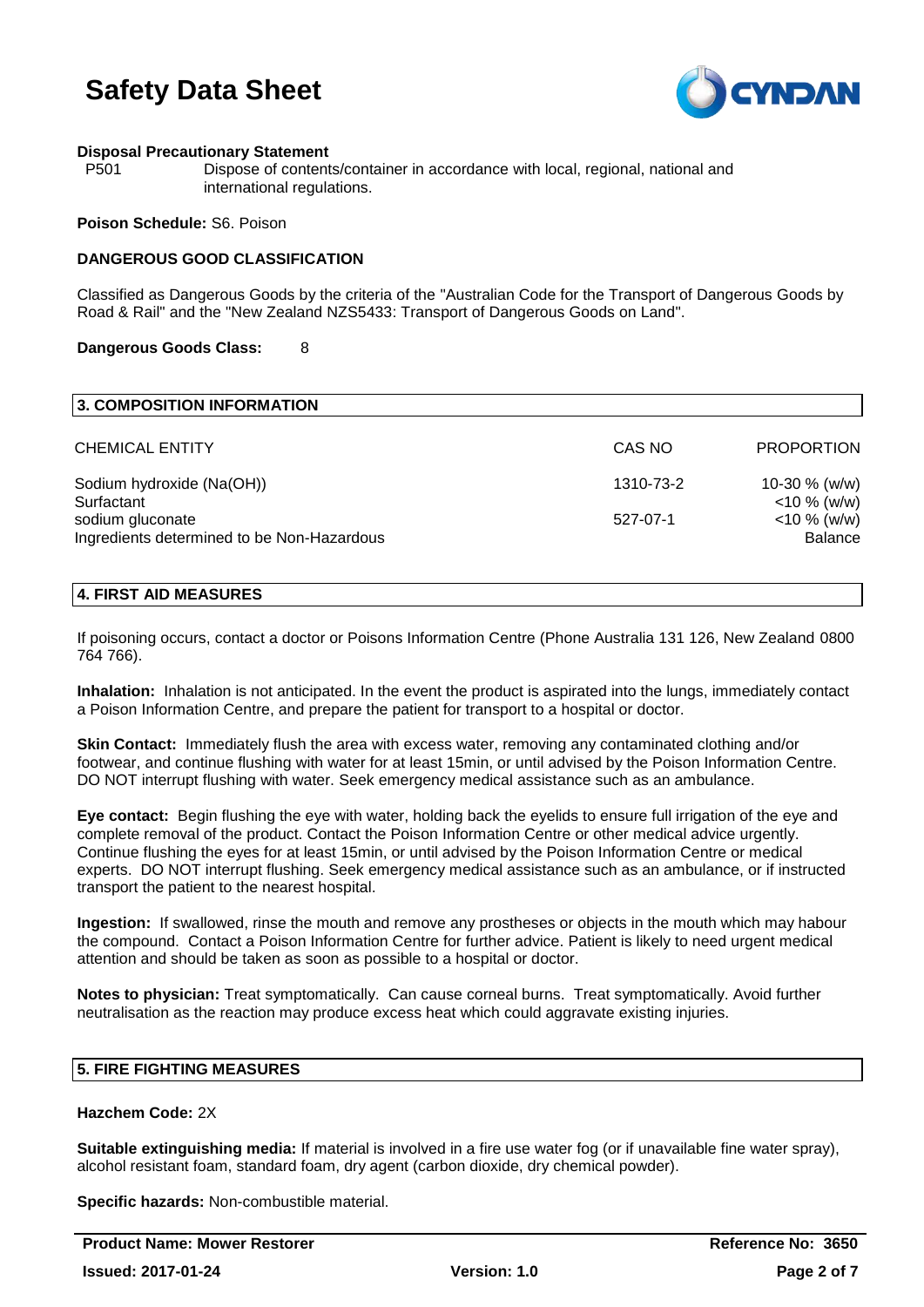**Disposal Precautionary Statement**

P501 Dispose of contents/container in accordance with local, regional, national and international regulations.

**Poison Schedule:** S6. Poison

**DANGEROUS GOOD CLASSIFICATION**

Classified as Dangerous Goods by the criteria of the "Australian Code for the Transport of Dangerous Goods by Road & Rail" and the "New Zealand NZS5433: Transport of Dangerous Goods on Land".

**Dangerous Goods Class:** 8

## 3. COMPOSITION INFORMATION

| CHEMICAL ENTITY | CAS NO | PROPORTION |
|---|---|---|
| Sodium hydroxide (Na(OH)) | 1310-73-2 | 10-30 % (w/w) |
| Surfactant | | <10 % (w/w) |
| sodium gluconate | 527-07-1 | <10 % (w/w) |
| Ingredients determined to be Non-Hazardous | | Balance |

## 4. FIRST AID MEASURES

If poisoning occurs, contact a doctor or Poisons Information Centre (Phone Australia 131 126, New Zealand 0800 764 766).

**Inhalation:** Inhalation is not anticipated. In the event the product is aspirated into the lungs, immediately contact a Poison Information Centre, and prepare the patient for transport to a hospital or doctor.

**Skin Contact:** Immediately flush the area with excess water, removing any contaminated clothing and/or footwear, and continue flushing with water for at least 15min, or until advised by the Poison Information Centre. DO NOT interrupt flushing with water. Seek emergency medical assistance such as an ambulance.

**Eye contact:** Begin flushing the eye with water, holding back the eyelids to ensure full irrigation of the eye and complete removal of the product. Contact the Poison Information Centre or other medical advice urgently. Continue flushing the eyes for at least 15min, or until advised by the Poison Information Centre or medical experts. DO NOT interrupt flushing. Seek emergency medical assistance such as an ambulance, or if instructed transport the patient to the nearest hospital.

**Ingestion:** If swallowed, rinse the mouth and remove any prostheses or objects in the mouth which may habour the compound. Contact a Poison Information Centre for further advice. Patient is likely to need urgent medical attention and should be taken as soon as possible to a hospital or doctor.

**Notes to physician:** Treat symptomatically. Can cause corneal burns. Treat symptomatically. Avoid further neutralisation as the reaction may produce excess heat which could aggravate existing injuries.

## 5. FIRE FIGHTING MEASURES

**Hazchem Code:** 2X

**Suitable extinguishing media:** If material is involved in a fire use water fog (or if unavailable fine water spray), alcohol resistant foam, standard foam, dry agent (carbon dioxide, dry chemical powder).

**Specific hazards:** Non-combustible material.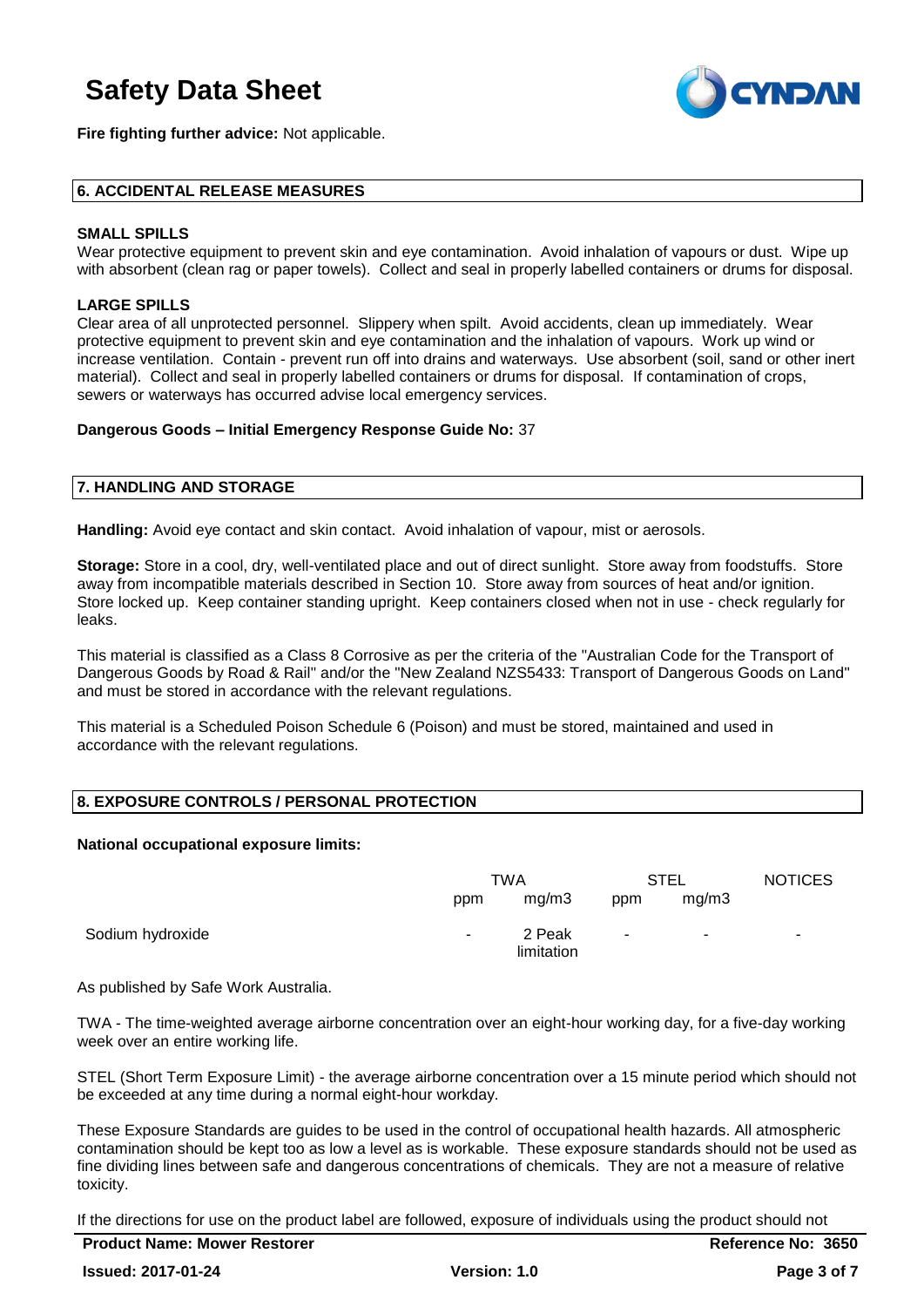**Fire fighting further advice:** Not applicable.

## 6. ACCIDENTAL RELEASE MEASURES

**SMALL SPILLS**

Wear protective equipment to prevent skin and eye contamination. Avoid inhalation of vapours or dust. Wipe up with absorbent (clean rag or paper towels). Collect and seal in properly labelled containers or drums for disposal.

**LARGE SPILLS**

Clear area of all unprotected personnel. Slippery when spilt. Avoid accidents, clean up immediately. Wear protective equipment to prevent skin and eye contamination and the inhalation of vapours. Work up wind or increase ventilation. Contain - prevent run off into drains and waterways. Use absorbent (soil, sand or other inert material). Collect and seal in properly labelled containers or drums for disposal. If contamination of crops, sewers or waterways has occurred advise local emergency services.

**Dangerous Goods – Initial Emergency Response Guide No:** 37

## 7. HANDLING AND STORAGE

**Handling:** Avoid eye contact and skin contact. Avoid inhalation of vapour, mist or aerosols.

**Storage:** Store in a cool, dry, well-ventilated place and out of direct sunlight. Store away from foodstuffs. Store away from incompatible materials described in Section 10. Store away from sources of heat and/or ignition. Store locked up. Keep container standing upright. Keep containers closed when not in use - check regularly for leaks.

This material is classified as a Class 8 Corrosive as per the criteria of the "Australian Code for the Transport of Dangerous Goods by Road & Rail" and/or the "New Zealand NZS5433: Transport of Dangerous Goods on Land" and must be stored in accordance with the relevant regulations.

This material is a Scheduled Poison Schedule 6 (Poison) and must be stored, maintained and used in accordance with the relevant regulations.

## 8. EXPOSURE CONTROLS / PERSONAL PROTECTION

**National occupational exposure limits:**

| | TWA | | STEL | | NOTICES |
|---|---|---|---|---|---|
| | ppm | mg/m3 | ppm | mg/m3 | |
| Sodium hydroxide | - | 2 Peak limitation | - | - | - |

As published by Safe Work Australia.

TWA - The time-weighted average airborne concentration over an eight-hour working day, for a five-day working week over an entire working life.

STEL (Short Term Exposure Limit) - the average airborne concentration over a 15 minute period which should not be exceeded at any time during a normal eight-hour workday.

These Exposure Standards are guides to be used in the control of occupational health hazards. All atmospheric contamination should be kept too as low a level as is workable. These exposure standards should not be used as fine dividing lines between safe and dangerous concentrations of chemicals. They are not a measure of relative toxicity.

If the directions for use on the product label are followed, exposure of individuals using the product should not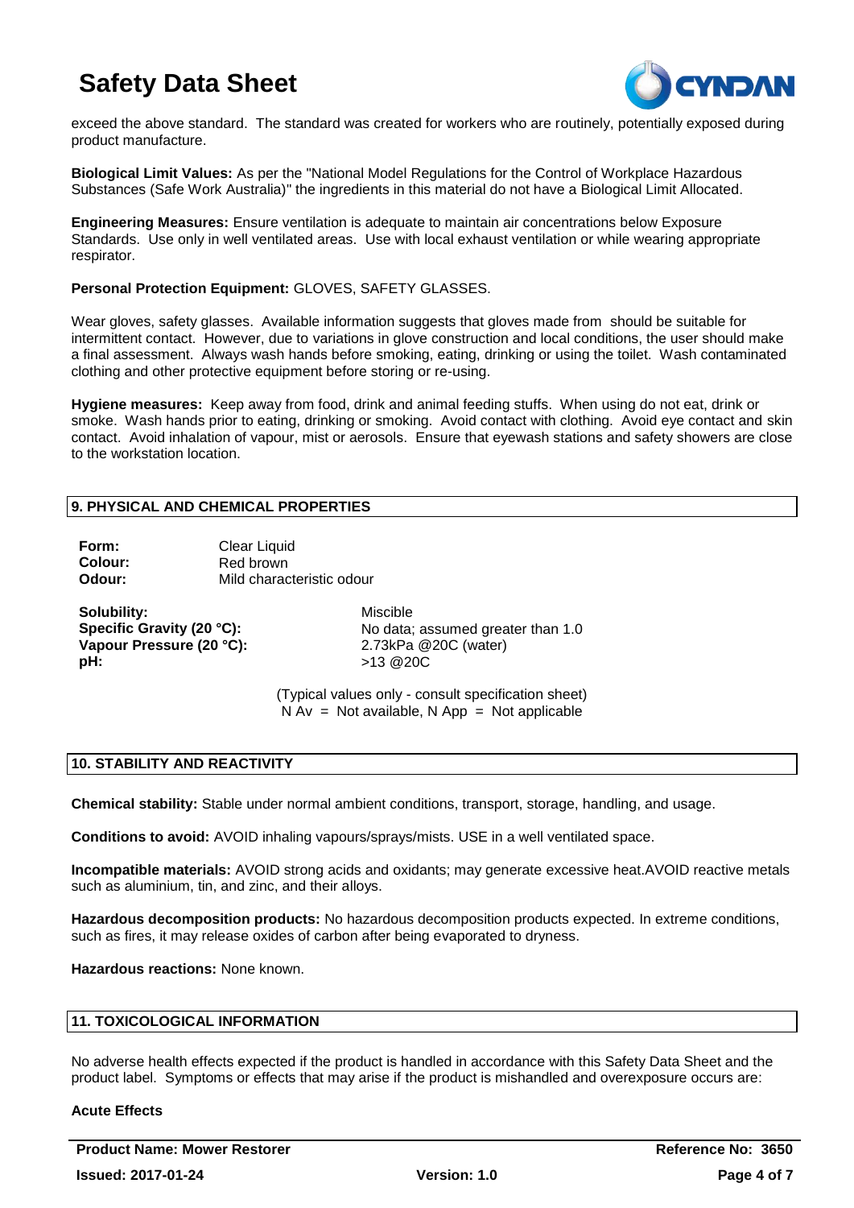exceed the above standard. The standard was created for workers who are routinely, potentially exposed during product manufacture.

**Biological Limit Values:** As per the "National Model Regulations for the Control of Workplace Hazardous Substances (Safe Work Australia)" the ingredients in this material do not have a Biological Limit Allocated.

**Engineering Measures:** Ensure ventilation is adequate to maintain air concentrations below Exposure Standards. Use only in well ventilated areas. Use with local exhaust ventilation or while wearing appropriate respirator.

**Personal Protection Equipment:** GLOVES, SAFETY GLASSES.

Wear gloves, safety glasses. Available information suggests that gloves made from should be suitable for intermittent contact. However, due to variations in glove construction and local conditions, the user should make a final assessment. Always wash hands before smoking, eating, drinking or using the toilet. Wash contaminated clothing and other protective equipment before storing or re-using.

**Hygiene measures:** Keep away from food, drink and animal feeding stuffs. When using do not eat, drink or smoke. Wash hands prior to eating, drinking or smoking. Avoid contact with clothing. Avoid eye contact and skin contact. Avoid inhalation of vapour, mist or aerosols. Ensure that eyewash stations and safety showers are close to the workstation location.

## 9. PHYSICAL AND CHEMICAL PROPERTIES

**Form:** Clear Liquid
**Colour:** Red brown
**Odour:** Mild characteristic odour

**Solubility:** Miscible
**Specific Gravity (20 °C):** No data; assumed greater than 1.0
**Vapour Pressure (20 °C):** 2.73kPa @20C (water)
**pH:** >13 @20C

(Typical values only - consult specification sheet)
N Av = Not available, N App = Not applicable

## 10. STABILITY AND REACTIVITY

**Chemical stability:** Stable under normal ambient conditions, transport, storage, handling, and usage.

**Conditions to avoid:** AVOID inhaling vapours/sprays/mists. USE in a well ventilated space.

**Incompatible materials:** AVOID strong acids and oxidants; may generate excessive heat.AVOID reactive metals such as aluminium, tin, and zinc, and their alloys.

**Hazardous decomposition products:** No hazardous decomposition products expected. In extreme conditions, such as fires, it may release oxides of carbon after being evaporated to dryness.

**Hazardous reactions:** None known.

## 11. TOXICOLOGICAL INFORMATION

No adverse health effects expected if the product is handled in accordance with this Safety Data Sheet and the product label. Symptoms or effects that may arise if the product is mishandled and overexposure occurs are:

**Acute Effects**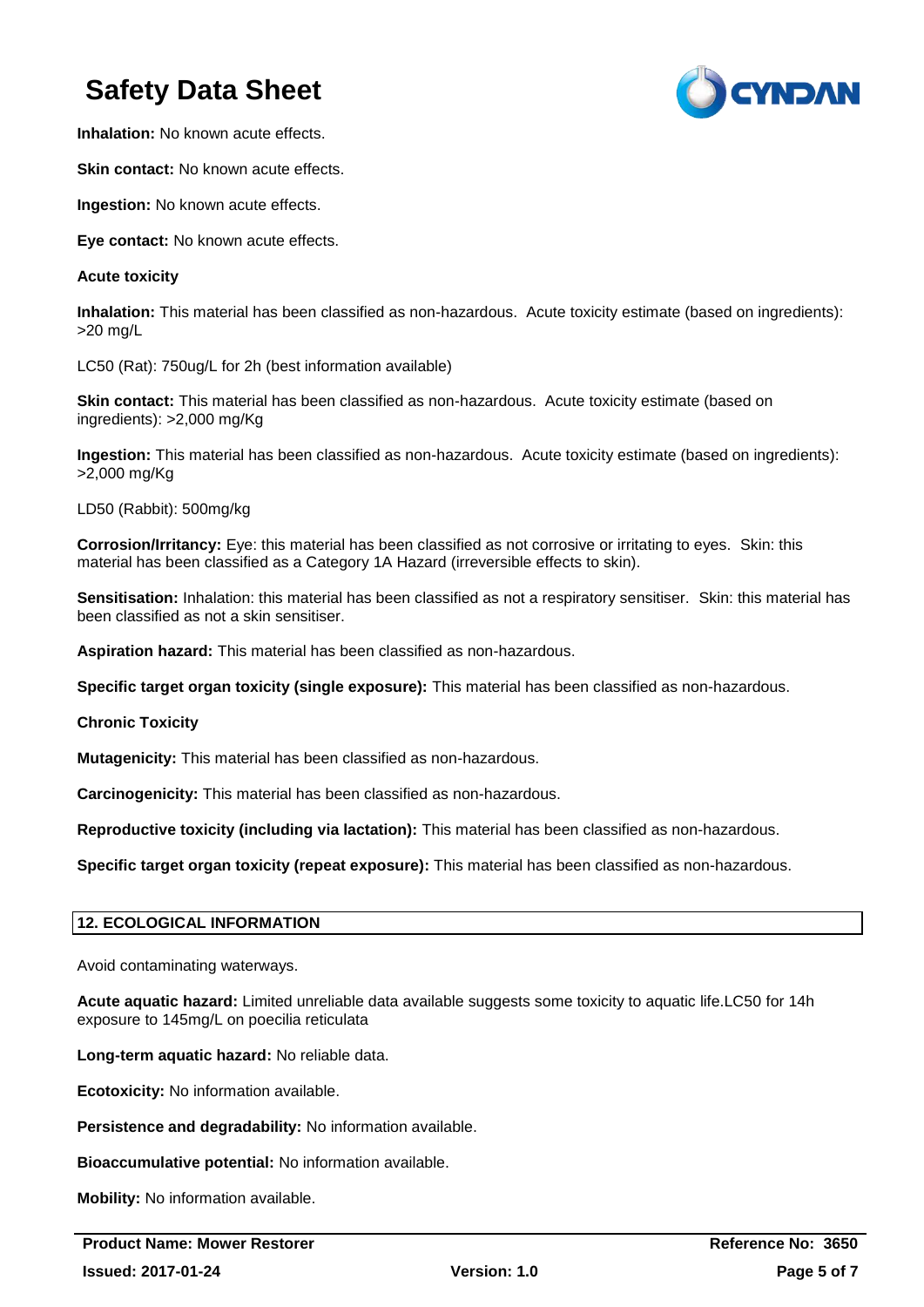**Inhalation:** No known acute effects.

**Skin contact:** No known acute effects.

**Ingestion:** No known acute effects.

**Eye contact:** No known acute effects.

**Acute toxicity**

**Inhalation:** This material has been classified as non-hazardous. Acute toxicity estimate (based on ingredients): >20 mg/L

LC50 (Rat): 750ug/L for 2h (best information available)

**Skin contact:** This material has been classified as non-hazardous. Acute toxicity estimate (based on ingredients): >2,000 mg/Kg

**Ingestion:** This material has been classified as non-hazardous. Acute toxicity estimate (based on ingredients): >2,000 mg/Kg

LD50 (Rabbit): 500mg/kg

**Corrosion/Irritancy:** Eye: this material has been classified as not corrosive or irritating to eyes. Skin: this material has been classified as a Category 1A Hazard (irreversible effects to skin).

**Sensitisation:** Inhalation: this material has been classified as not a respiratory sensitiser. Skin: this material has been classified as not a skin sensitiser.

**Aspiration hazard:** This material has been classified as non-hazardous.

**Specific target organ toxicity (single exposure):** This material has been classified as non-hazardous.

**Chronic Toxicity**

**Mutagenicity:** This material has been classified as non-hazardous.

**Carcinogenicity:** This material has been classified as non-hazardous.

**Reproductive toxicity (including via lactation):** This material has been classified as non-hazardous.

**Specific target organ toxicity (repeat exposure):** This material has been classified as non-hazardous.

## 12. ECOLOGICAL INFORMATION

Avoid contaminating waterways.

**Acute aquatic hazard:** Limited unreliable data available suggests some toxicity to aquatic life.LC50 for 14h exposure to 145mg/L on poecilia reticulata

**Long-term aquatic hazard:** No reliable data.

**Ecotoxicity:** No information available.

**Persistence and degradability:** No information available.

**Bioaccumulative potential:** No information available.

**Mobility:** No information available.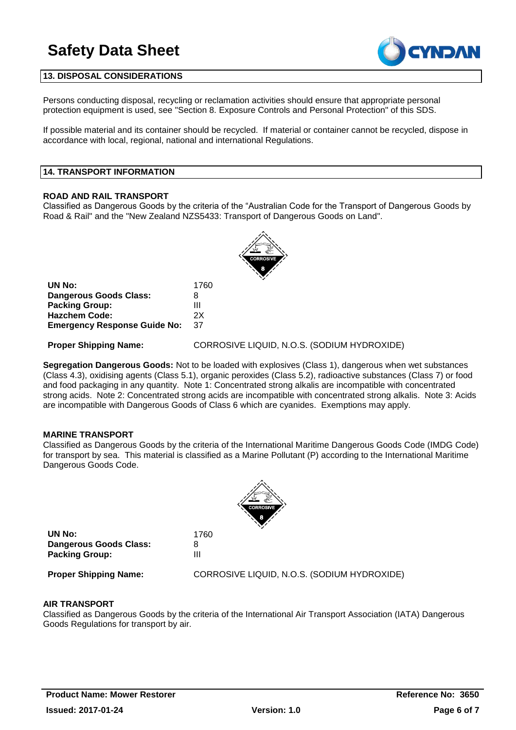## 13. DISPOSAL CONSIDERATIONS

Persons conducting disposal, recycling or reclamation activities should ensure that appropriate personal protection equipment is used, see "Section 8. Exposure Controls and Personal Protection" of this SDS.

If possible material and its container should be recycled. If material or container cannot be recycled, dispose in accordance with local, regional, national and international Regulations.

## 14. TRANSPORT INFORMATION

### ROAD AND RAIL TRANSPORT

Classified as Dangerous Goods by the criteria of the "Australian Code for the Transport of Dangerous Goods by Road & Rail" and the "New Zealand NZS5433: Transport of Dangerous Goods on Land".

| | |
|---|---|
| **UN No:** | 1760 |
| **Dangerous Goods Class:** | 8 |
| **Packing Group:** | III |
| **Hazchem Code:** | 2X |
| **Emergency Response Guide No:** | 37 |
| **Proper Shipping Name:** | CORROSIVE LIQUID, N.O.S. (SODIUM HYDROXIDE) |

**Segregation Dangerous Goods:** Not to be loaded with explosives (Class 1), dangerous when wet substances (Class 4.3), oxidising agents (Class 5.1), organic peroxides (Class 5.2), radioactive substances (Class 7) or food and food packaging in any quantity. Note 1: Concentrated strong alkalis are incompatible with concentrated strong acids. Note 2: Concentrated strong acids are incompatible with concentrated strong alkalis. Note 3: Acids are incompatible with Dangerous Goods of Class 6 which are cyanides. Exemptions may apply.

### MARINE TRANSPORT

Classified as Dangerous Goods by the criteria of the International Maritime Dangerous Goods Code (IMDG Code) for transport by sea. This material is classified as a Marine Pollutant (P) according to the International Maritime Dangerous Goods Code.

| | |
|---|---|
| **UN No:** | 1760 |
| **Dangerous Goods Class:** | 8 |
| **Packing Group:** | III |
| **Proper Shipping Name:** | CORROSIVE LIQUID, N.O.S. (SODIUM HYDROXIDE) |

### AIR TRANSPORT

Classified as Dangerous Goods by the criteria of the International Air Transport Association (IATA) Dangerous Goods Regulations for transport by air.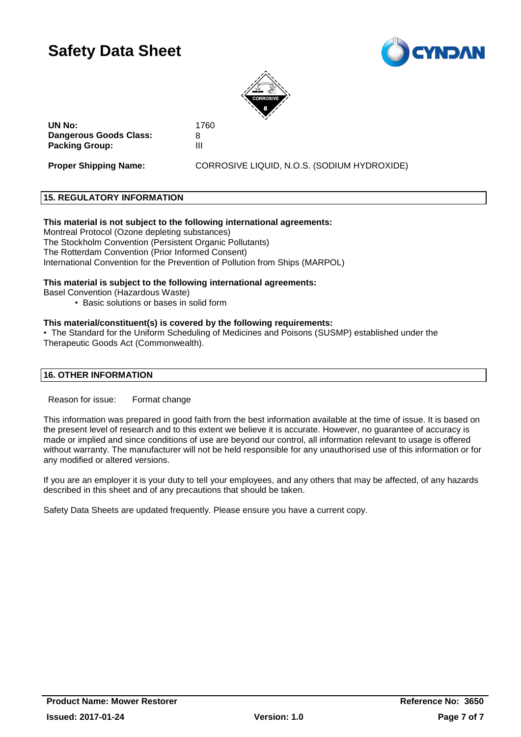**UN No:** 1760

**Dangerous Goods Class:** 8

**Packing Group:** III

**Proper Shipping Name:** CORROSIVE LIQUID, N.O.S. (SODIUM HYDROXIDE)

## 15. REGULATORY INFORMATION

**This material is not subject to the following international agreements:**

Montreal Protocol (Ozone depleting substances)
The Stockholm Convention (Persistent Organic Pollutants)
The Rotterdam Convention (Prior Informed Consent)
International Convention for the Prevention of Pollution from Ships (MARPOL)

**This material is subject to the following international agreements:**

Basel Convention (Hazardous Waste)

- Basic solutions or bases in solid form

**This material/constituent(s) is covered by the following requirements:**

- The Standard for the Uniform Scheduling of Medicines and Poisons (SUSMP) established under the Therapeutic Goods Act (Commonwealth).

## 16. OTHER INFORMATION

Reason for issue: Format change

This information was prepared in good faith from the best information available at the time of issue. It is based on the present level of research and to this extent we believe it is accurate. However, no guarantee of accuracy is made or implied and since conditions of use are beyond our control, all information relevant to usage is offered without warranty. The manufacturer will not be held responsible for any unauthorised use of this information or for any modified or altered versions.

If you are an employer it is your duty to tell your employees, and any others that may be affected, of any hazards described in this sheet and of any precautions that should be taken.

Safety Data Sheets are updated frequently. Please ensure you have a current copy.